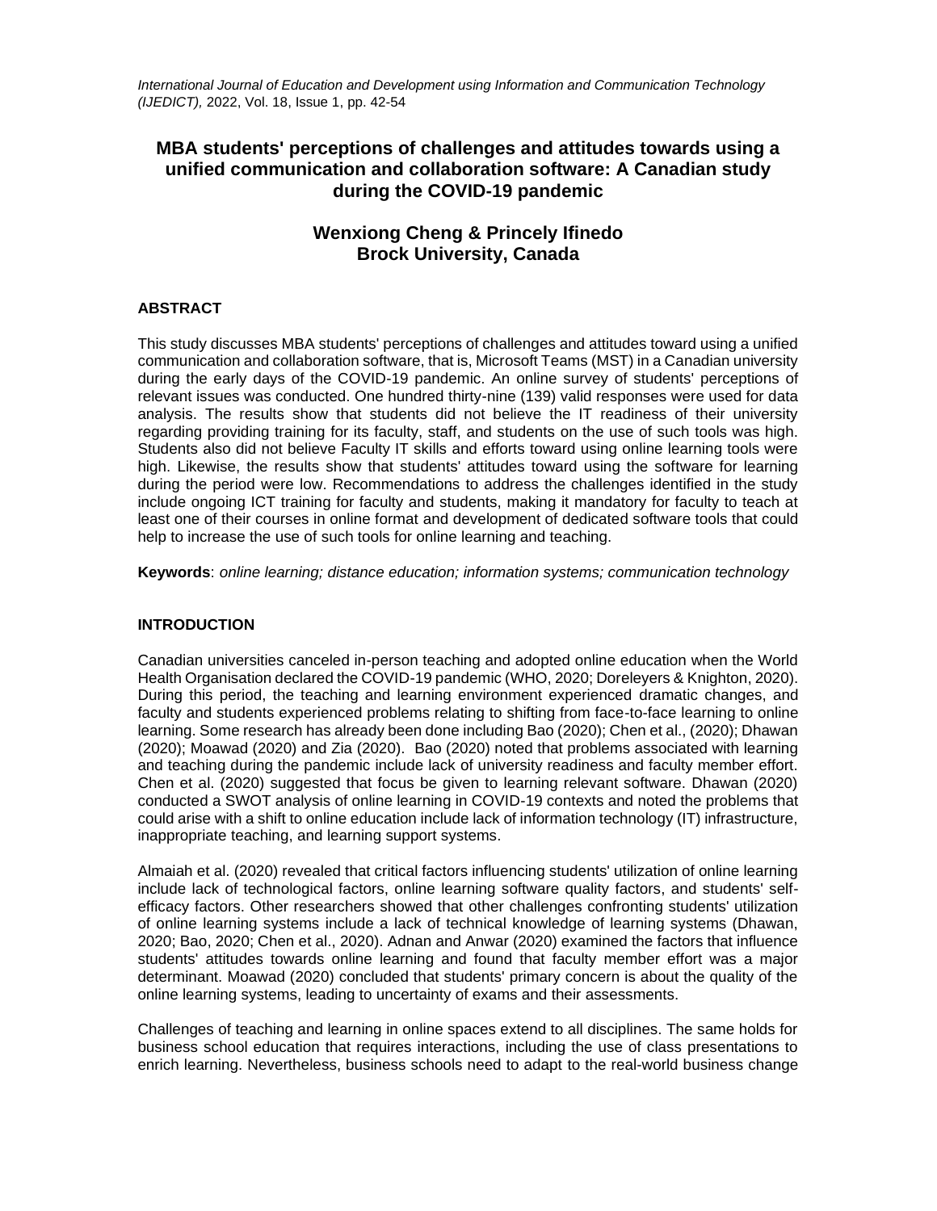# MBA students' perceptions of challenges and attitudes towards using a unified communication and collaboration software: A Canadian study during the COVID-19 pandemic

**Wenxiong Cheng & Princely Ifinedo**
**Brock University, Canada**

## ABSTRACT

This study discusses MBA students' perceptions of challenges and attitudes toward using a unified communication and collaboration software, that is, Microsoft Teams (MST) in a Canadian university during the early days of the COVID-19 pandemic. An online survey of students' perceptions of relevant issues was conducted. One hundred thirty-nine (139) valid responses were used for data analysis. The results show that students did not believe the IT readiness of their university regarding providing training for its faculty, staff, and students on the use of such tools was high. Students also did not believe Faculty IT skills and efforts toward using online learning tools were high. Likewise, the results show that students' attitudes toward using the software for learning during the period were low. Recommendations to address the challenges identified in the study include ongoing ICT training for faculty and students, making it mandatory for faculty to teach at least one of their courses in online format and development of dedicated software tools that could help to increase the use of such tools for online learning and teaching.

**Keywords**: *online learning; distance education; information systems; communication technology*

## INTRODUCTION

Canadian universities canceled in-person teaching and adopted online education when the World Health Organisation declared the COVID-19 pandemic (WHO, 2020; Doreleyers & Knighton, 2020). During this period, the teaching and learning environment experienced dramatic changes, and faculty and students experienced problems relating to shifting from face-to-face learning to online learning. Some research has already been done including Bao (2020); Chen et al., (2020); Dhawan (2020); Moawad (2020) and Zia (2020). Bao (2020) noted that problems associated with learning and teaching during the pandemic include lack of university readiness and faculty member effort. Chen et al. (2020) suggested that focus be given to learning relevant software. Dhawan (2020) conducted a SWOT analysis of online learning in COVID-19 contexts and noted the problems that could arise with a shift to online education include lack of information technology (IT) infrastructure, inappropriate teaching, and learning support systems.

Almaiah et al. (2020) revealed that critical factors influencing students' utilization of online learning include lack of technological factors, online learning software quality factors, and students' self-efficacy factors. Other researchers showed that other challenges confronting students' utilization of online learning systems include a lack of technical knowledge of learning systems (Dhawan, 2020; Bao, 2020; Chen et al., 2020). Adnan and Anwar (2020) examined the factors that influence students' attitudes towards online learning and found that faculty member effort was a major determinant. Moawad (2020) concluded that students' primary concern is about the quality of the online learning systems, leading to uncertainty of exams and their assessments.

Challenges of teaching and learning in online spaces extend to all disciplines. The same holds for business school education that requires interactions, including the use of class presentations to enrich learning. Nevertheless, business schools need to adapt to the real-world business change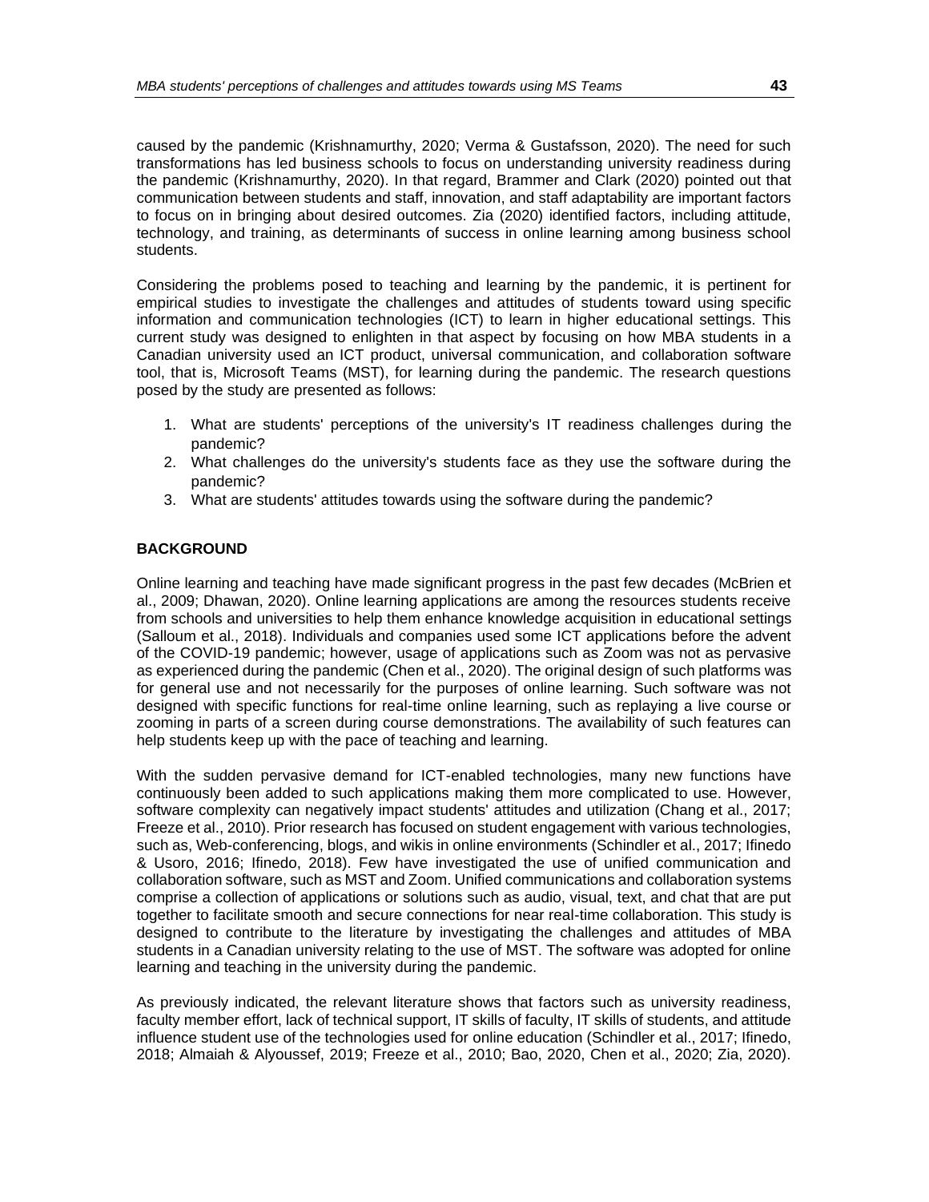caused by the pandemic (Krishnamurthy, 2020; Verma & Gustafsson, 2020). The need for such transformations has led business schools to focus on understanding university readiness during the pandemic (Krishnamurthy, 2020). In that regard, Brammer and Clark (2020) pointed out that communication between students and staff, innovation, and staff adaptability are important factors to focus on in bringing about desired outcomes. Zia (2020) identified factors, including attitude, technology, and training, as determinants of success in online learning among business school students.

Considering the problems posed to teaching and learning by the pandemic, it is pertinent for empirical studies to investigate the challenges and attitudes of students toward using specific information and communication technologies (ICT) to learn in higher educational settings. This current study was designed to enlighten in that aspect by focusing on how MBA students in a Canadian university used an ICT product, universal communication, and collaboration software tool, that is, Microsoft Teams (MST), for learning during the pandemic. The research questions posed by the study are presented as follows:

1. What are students' perceptions of the university's IT readiness challenges during the pandemic?
2. What challenges do the university's students face as they use the software during the pandemic?
3. What are students' attitudes towards using the software during the pandemic?

## BACKGROUND

Online learning and teaching have made significant progress in the past few decades (McBrien et al., 2009; Dhawan, 2020). Online learning applications are among the resources students receive from schools and universities to help them enhance knowledge acquisition in educational settings (Salloum et al., 2018). Individuals and companies used some ICT applications before the advent of the COVID-19 pandemic; however, usage of applications such as Zoom was not as pervasive as experienced during the pandemic (Chen et al., 2020). The original design of such platforms was for general use and not necessarily for the purposes of online learning. Such software was not designed with specific functions for real-time online learning, such as replaying a live course or zooming in parts of a screen during course demonstrations. The availability of such features can help students keep up with the pace of teaching and learning.

With the sudden pervasive demand for ICT-enabled technologies, many new functions have continuously been added to such applications making them more complicated to use. However, software complexity can negatively impact students' attitudes and utilization (Chang et al., 2017; Freeze et al., 2010). Prior research has focused on student engagement with various technologies, such as, Web-conferencing, blogs, and wikis in online environments (Schindler et al., 2017; Ifinedo & Usoro, 2016; Ifinedo, 2018). Few have investigated the use of unified communication and collaboration software, such as MST and Zoom. Unified communications and collaboration systems comprise a collection of applications or solutions such as audio, visual, text, and chat that are put together to facilitate smooth and secure connections for near real-time collaboration. This study is designed to contribute to the literature by investigating the challenges and attitudes of MBA students in a Canadian university relating to the use of MST. The software was adopted for online learning and teaching in the university during the pandemic.

As previously indicated, the relevant literature shows that factors such as university readiness, faculty member effort, lack of technical support, IT skills of faculty, IT skills of students, and attitude influence student use of the technologies used for online education (Schindler et al., 2017; Ifinedo, 2018; Almaiah & Alyoussef, 2019; Freeze et al., 2010; Bao, 2020, Chen et al., 2020; Zia, 2020).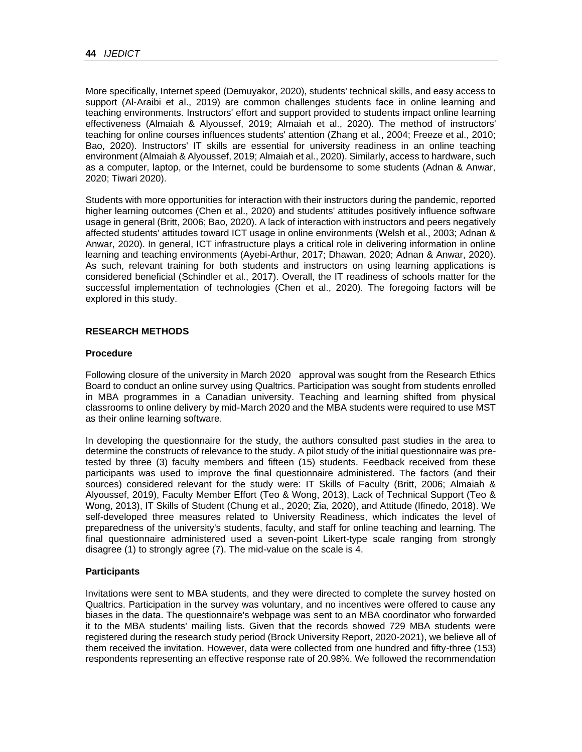More specifically, Internet speed (Demuyakor, 2020), students' technical skills, and easy access to support (Al-Araibi et al., 2019) are common challenges students face in online learning and teaching environments. Instructors' effort and support provided to students impact online learning effectiveness (Almaiah & Alyoussef, 2019; Almaiah et al., 2020). The method of instructors' teaching for online courses influences students' attention (Zhang et al., 2004; Freeze et al., 2010; Bao, 2020). Instructors' IT skills are essential for university readiness in an online teaching environment (Almaiah & Alyoussef, 2019; Almaiah et al., 2020). Similarly, access to hardware, such as a computer, laptop, or the Internet, could be burdensome to some students (Adnan & Anwar, 2020; Tiwari 2020).

Students with more opportunities for interaction with their instructors during the pandemic, reported higher learning outcomes (Chen et al., 2020) and students' attitudes positively influence software usage in general (Britt, 2006; Bao, 2020). A lack of interaction with instructors and peers negatively affected students' attitudes toward ICT usage in online environments (Welsh et al., 2003; Adnan & Anwar, 2020). In general, ICT infrastructure plays a critical role in delivering information in online learning and teaching environments (Ayebi-Arthur, 2017; Dhawan, 2020; Adnan & Anwar, 2020). As such, relevant training for both students and instructors on using learning applications is considered beneficial (Schindler et al., 2017). Overall, the IT readiness of schools matter for the successful implementation of technologies (Chen et al., 2020). The foregoing factors will be explored in this study.

## RESEARCH METHODS

### Procedure

Following closure of the university in March 2020 approval was sought from the Research Ethics Board to conduct an online survey using Qualtrics. Participation was sought from students enrolled in MBA programmes in a Canadian university. Teaching and learning shifted from physical classrooms to online delivery by mid-March 2020 and the MBA students were required to use MST as their online learning software.

In developing the questionnaire for the study, the authors consulted past studies in the area to determine the constructs of relevance to the study. A pilot study of the initial questionnaire was pre-tested by three (3) faculty members and fifteen (15) students. Feedback received from these participants was used to improve the final questionnaire administered. The factors (and their sources) considered relevant for the study were: IT Skills of Faculty (Britt, 2006; Almaiah & Alyoussef, 2019), Faculty Member Effort (Teo & Wong, 2013), Lack of Technical Support (Teo & Wong, 2013), IT Skills of Student (Chung et al., 2020; Zia, 2020), and Attitude (Ifinedo, 2018). We self-developed three measures related to University Readiness, which indicates the level of preparedness of the university's students, faculty, and staff for online teaching and learning. The final questionnaire administered used a seven-point Likert-type scale ranging from strongly disagree (1) to strongly agree (7). The mid-value on the scale is 4.

### Participants

Invitations were sent to MBA students, and they were directed to complete the survey hosted on Qualtrics. Participation in the survey was voluntary, and no incentives were offered to cause any biases in the data. The questionnaire's webpage was sent to an MBA coordinator who forwarded it to the MBA students' mailing lists. Given that the records showed 729 MBA students were registered during the research study period (Brock University Report, 2020-2021), we believe all of them received the invitation. However, data were collected from one hundred and fifty-three (153) respondents representing an effective response rate of 20.98%. We followed the recommendation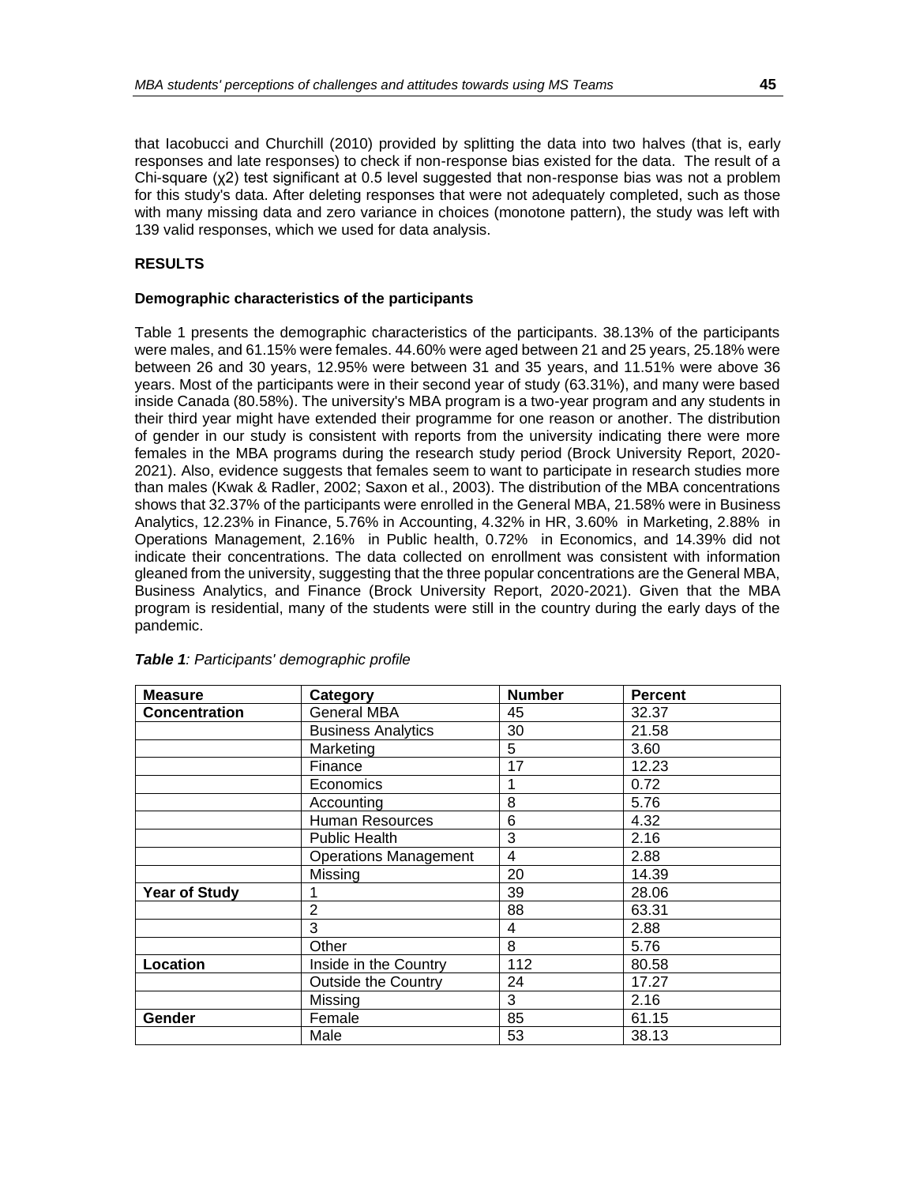that Iacobucci and Churchill (2010) provided by splitting the data into two halves (that is, early responses and late responses) to check if non-response bias existed for the data. The result of a Chi-square ($\chi 2$) test significant at 0.5 level suggested that non-response bias was not a problem for this study's data. After deleting responses that were not adequately completed, such as those with many missing data and zero variance in choices (monotone pattern), the study was left with 139 valid responses, which we used for data analysis.

## RESULTS

### Demographic characteristics of the participants

Table 1 presents the demographic characteristics of the participants. 38.13% of the participants were males, and 61.15% were females. 44.60% were aged between 21 and 25 years, 25.18% were between 26 and 30 years, 12.95% were between 31 and 35 years, and 11.51% were above 36 years. Most of the participants were in their second year of study (63.31%), and many were based inside Canada (80.58%). The university's MBA program is a two-year program and any students in their third year might have extended their programme for one reason or another. The distribution of gender in our study is consistent with reports from the university indicating there were more females in the MBA programs during the research study period (Brock University Report, 2020-2021). Also, evidence suggests that females seem to want to participate in research studies more than males (Kwak & Radler, 2002; Saxon et al., 2003). The distribution of the MBA concentrations shows that 32.37% of the participants were enrolled in the General MBA, 21.58% were in Business Analytics, 12.23% in Finance, 5.76% in Accounting, 4.32% in HR, 3.60% in Marketing, 2.88% in Operations Management, 2.16% in Public health, 0.72% in Economics, and 14.39% did not indicate their concentrations. The data collected on enrollment was consistent with information gleaned from the university, suggesting that the three popular concentrations are the General MBA, Business Analytics, and Finance (Brock University Report, 2020-2021). Given that the MBA program is residential, many of the students were still in the country during the early days of the pandemic.

***Table 1**: Participants' demographic profile*

| Measure | Category | Number | Percent |
|---|---|---|---|
| **Concentration** | General MBA | 45 | 32.37 |
| | Business Analytics | 30 | 21.58 |
| | Marketing | 5 | 3.60 |
| | Finance | 17 | 12.23 |
| | Economics | 1 | 0.72 |
| | Accounting | 8 | 5.76 |
| | Human Resources | 6 | 4.32 |
| | Public Health | 3 | 2.16 |
| | Operations Management | 4 | 2.88 |
| | Missing | 20 | 14.39 |
| **Year of Study** | 1 | 39 | 28.06 |
| | 2 | 88 | 63.31 |
| | 3 | 4 | 2.88 |
| | Other | 8 | 5.76 |
| **Location** | Inside in the Country | 112 | 80.58 |
| | Outside the Country | 24 | 17.27 |
| | Missing | 3 | 2.16 |
| **Gender** | Female | 85 | 61.15 |
| | Male | 53 | 38.13 |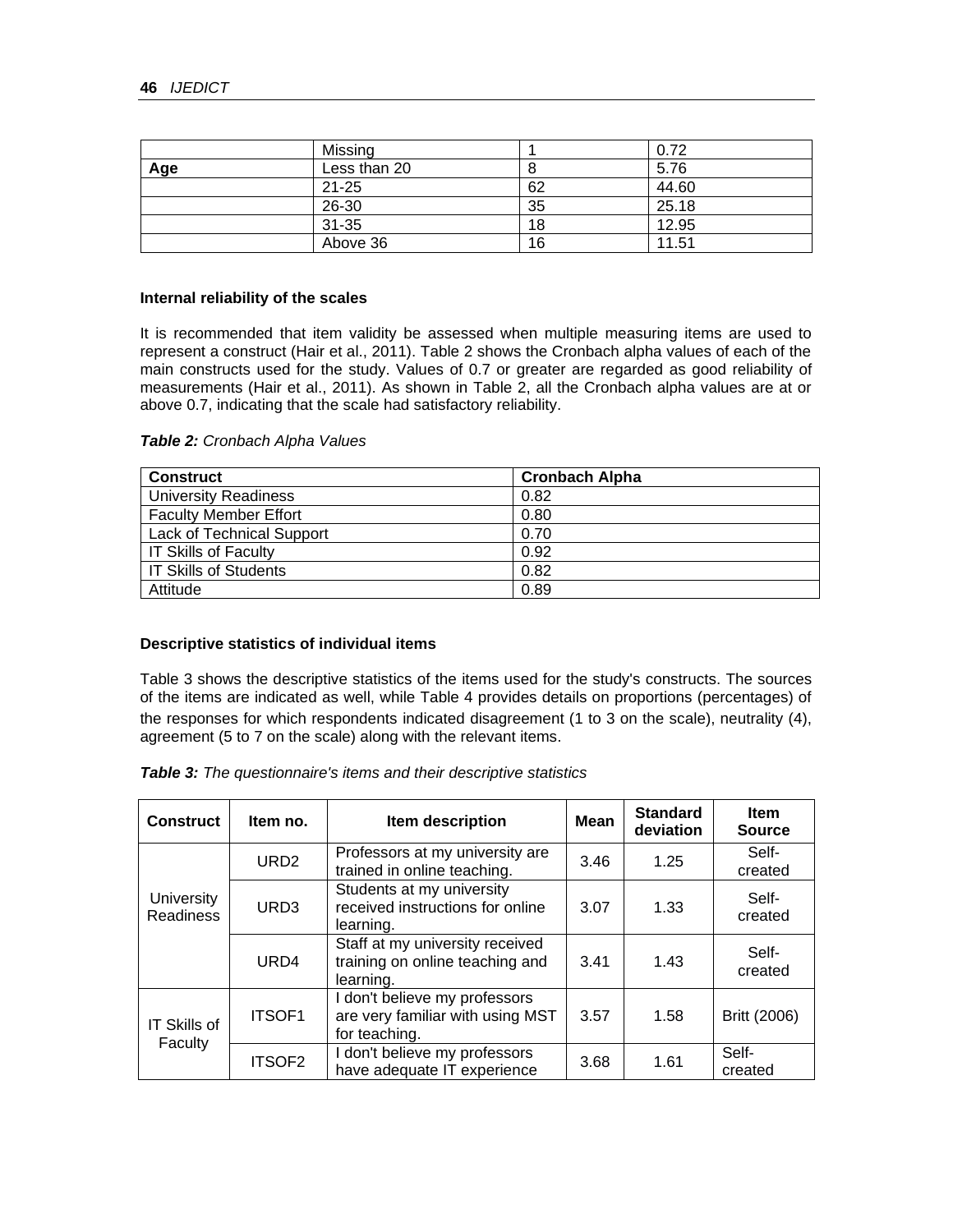|  | Missing | 1 | 0.72 |
| --- | --- | --- | --- |
| **Age** | Less than 20 | 8 | 5.76 |
|  | 21-25 | 62 | 44.60 |
|  | 26-30 | 35 | 25.18 |
|  | 31-35 | 18 | 12.95 |
|  | Above 36 | 16 | 11.51 |

### Internal reliability of the scales

It is recommended that item validity be assessed when multiple measuring items are used to represent a construct (Hair et al., 2011). Table 2 shows the Cronbach alpha values of each of the main constructs used for the study. Values of 0.7 or greater are regarded as good reliability of measurements (Hair et al., 2011). As shown in Table 2, all the Cronbach alpha values are at or above 0.7, indicating that the scale had satisfactory reliability.

***Table 2:*** *Cronbach Alpha Values*

| Construct | Cronbach Alpha |
| --- | --- |
| University Readiness | 0.82 |
| Faculty Member Effort | 0.80 |
| Lack of Technical Support | 0.70 |
| IT Skills of Faculty | 0.92 |
| IT Skills of Students | 0.82 |
| Attitude | 0.89 |

### Descriptive statistics of individual items

Table 3 shows the descriptive statistics of the items used for the study's constructs. The sources of the items are indicated as well, while Table 4 provides details on proportions (percentages) of the responses for which respondents indicated disagreement (1 to 3 on the scale), neutrality (4), agreement (5 to 7 on the scale) along with the relevant items.

***Table 3:*** *The questionnaire's items and their descriptive statistics*

| Construct | Item no. | Item description | Mean | Standard deviation | Item Source |
| --- | --- | --- | --- | --- | --- |
| University Readiness | URD2 | Professors at my university are trained in online teaching. | 3.46 | 1.25 | Self-created |
|  | URD3 | Students at my university received instructions for online learning. | 3.07 | 1.33 | Self-created |
|  | URD4 | Staff at my university received training on online teaching and learning. | 3.41 | 1.43 | Self-created |
| IT Skills of Faculty | ITSOF1 | I don't believe my professors are very familiar with using MST for teaching. | 3.57 | 1.58 | Britt (2006) |
|  | ITSOF2 | I don't believe my professors have adequate IT experience | 3.68 | 1.61 | Self-created |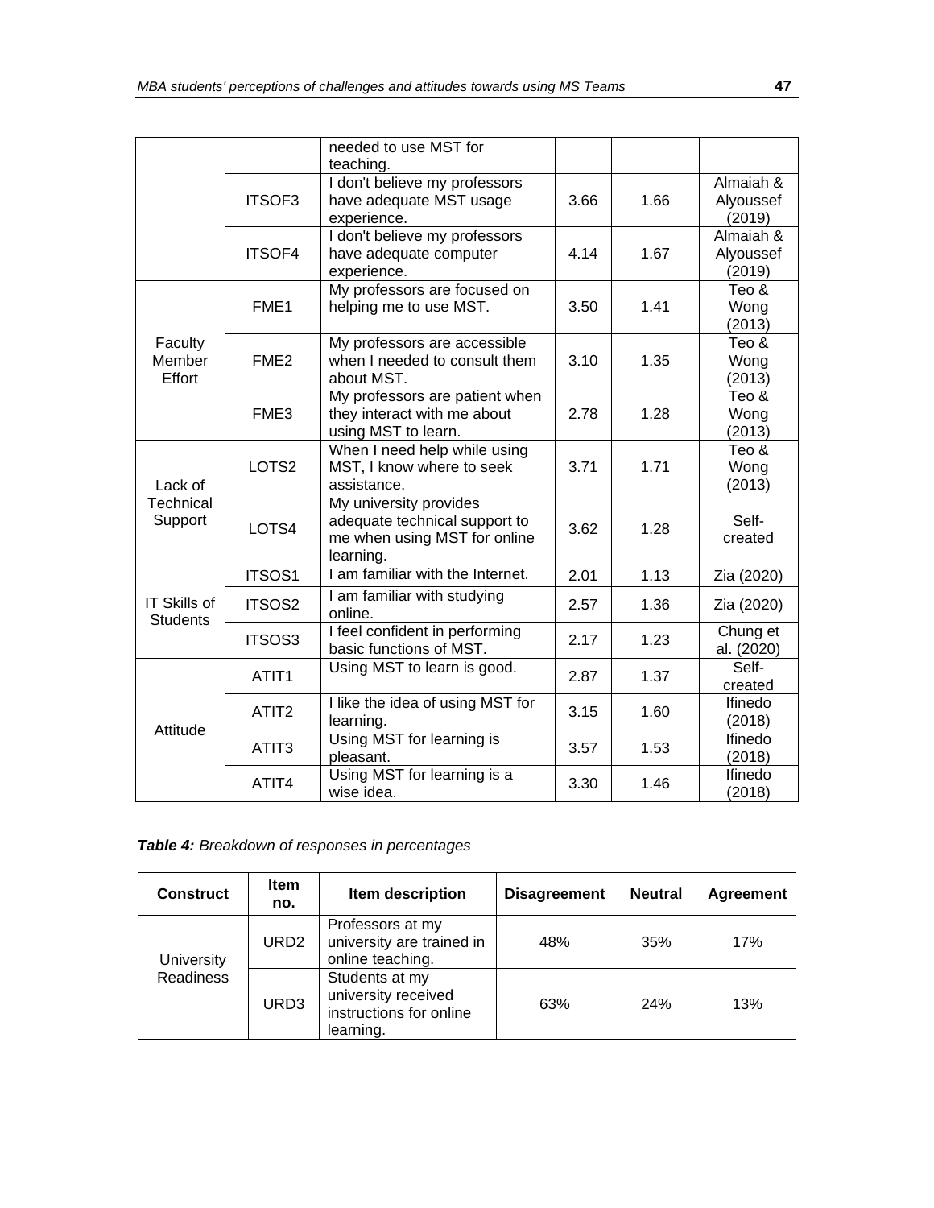| | | needed to use MST for teaching. | | | |
|---|---|---|---|---|---|
| | ITSOF3 | I don't believe my professors have adequate MST usage experience. | 3.66 | 1.66 | Almaiah & Alyoussef (2019) |
| | ITSOF4 | I don't believe my professors have adequate computer experience. | 4.14 | 1.67 | Almaiah & Alyoussef (2019) |
| Faculty Member Effort | FME1 | My professors are focused on helping me to use MST. | 3.50 | 1.41 | Teo & Wong (2013) |
| | FME2 | My professors are accessible when I needed to consult them about MST. | 3.10 | 1.35 | Teo & Wong (2013) |
| | FME3 | My professors are patient when they interact with me about using MST to learn. | 2.78 | 1.28 | Teo & Wong (2013) |
| Lack of Technical Support | LOTS2 | When I need help while using MST, I know where to seek assistance. | 3.71 | 1.71 | Teo & Wong (2013) |
| | LOTS4 | My university provides adequate technical support to me when using MST for online learning. | 3.62 | 1.28 | Self-created |
| IT Skills of Students | ITSOS1 | I am familiar with the Internet. | 2.01 | 1.13 | Zia (2020) |
| | ITSOS2 | I am familiar with studying online. | 2.57 | 1.36 | Zia (2020) |
| | ITSOS3 | I feel confident in performing basic functions of MST. | 2.17 | 1.23 | Chung et al. (2020) |
| Attitude | ATIT1 | Using MST to learn is good. | 2.87 | 1.37 | Self-created |
| | ATIT2 | I like the idea of using MST for learning. | 3.15 | 1.60 | Ifinedo (2018) |
| | ATIT3 | Using MST for learning is pleasant. | 3.57 | 1.53 | Ifinedo (2018) |
| | ATIT4 | Using MST for learning is a wise idea. | 3.30 | 1.46 | Ifinedo (2018) |

***Table 4:*** *Breakdown of responses in percentages*

| Construct | Item no. | Item description | Disagreement | Neutral | Agreement |
|---|---|---|---|---|---|
| University Readiness | URD2 | Professors at my university are trained in online teaching. | 48% | 35% | 17% |
| | URD3 | Students at my university received instructions for online learning. | 63% | 24% | 13% |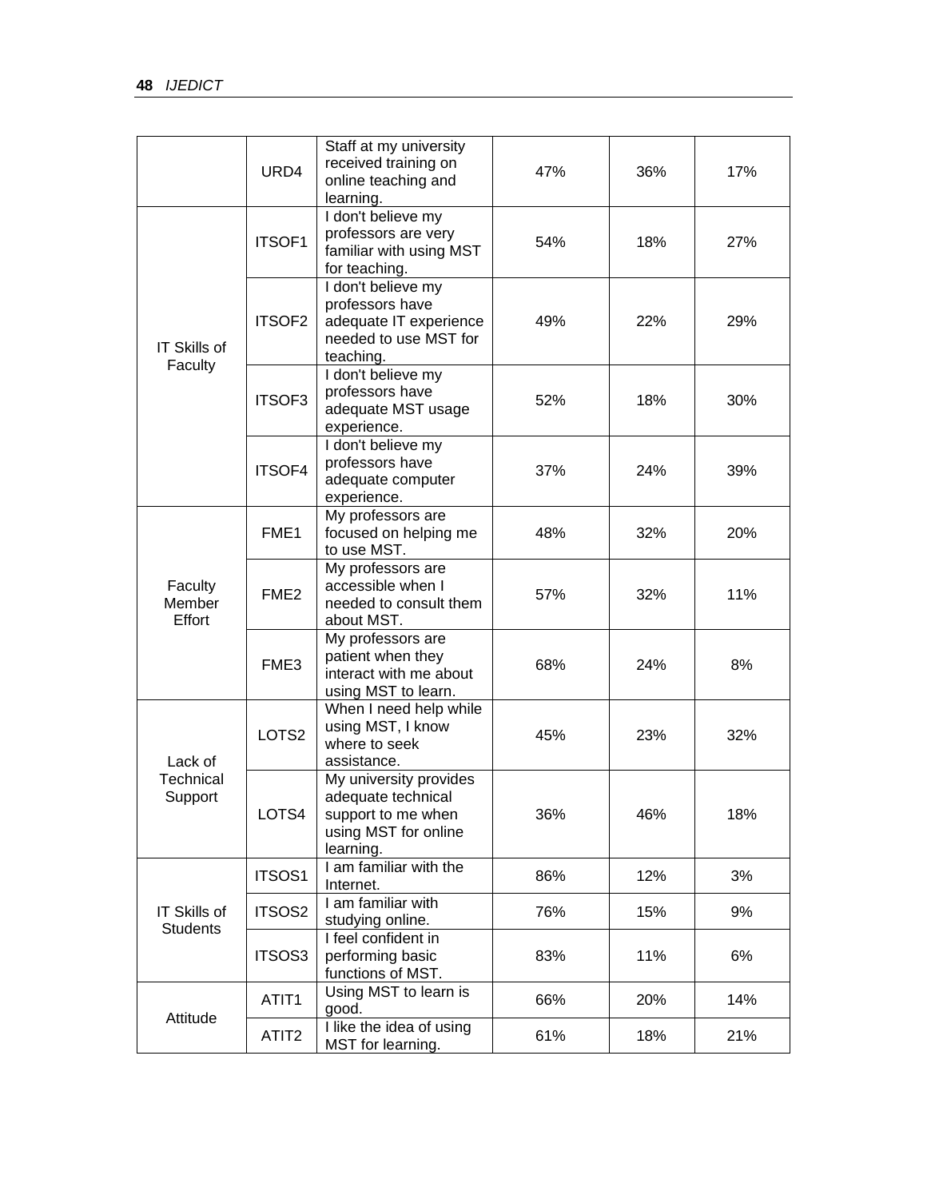| | | | | | |
|---|---|---|---|---|---|
| | URD4 | Staff at my university received training on online teaching and learning. | 47% | 36% | 17% |
| IT Skills of Faculty | ITSOF1 | I don't believe my professors are very familiar with using MST for teaching. | 54% | 18% | 27% |
| | ITSOF2 | I don't believe my professors have adequate IT experience needed to use MST for teaching. | 49% | 22% | 29% |
| | ITSOF3 | I don't believe my professors have adequate MST usage experience. | 52% | 18% | 30% |
| | ITSOF4 | I don't believe my professors have adequate computer experience. | 37% | 24% | 39% |
| Faculty Member Effort | FME1 | My professors are focused on helping me to use MST. | 48% | 32% | 20% |
| | FME2 | My professors are accessible when I needed to consult them about MST. | 57% | 32% | 11% |
| | FME3 | My professors are patient when they interact with me about using MST to learn. | 68% | 24% | 8% |
| Lack of Technical Support | LOTS2 | When I need help while using MST, I know where to seek assistance. | 45% | 23% | 32% |
| | LOTS4 | My university provides adequate technical support to me when using MST for online learning. | 36% | 46% | 18% |
| IT Skills of Students | ITSOS1 | I am familiar with the Internet. | 86% | 12% | 3% |
| | ITSOS2 | I am familiar with studying online. | 76% | 15% | 9% |
| | ITSOS3 | I feel confident in performing basic functions of MST. | 83% | 11% | 6% |
| Attitude | ATIT1 | Using MST to learn is good. | 66% | 20% | 14% |
| | ATIT2 | I like the idea of using MST for learning. | 61% | 18% | 21% |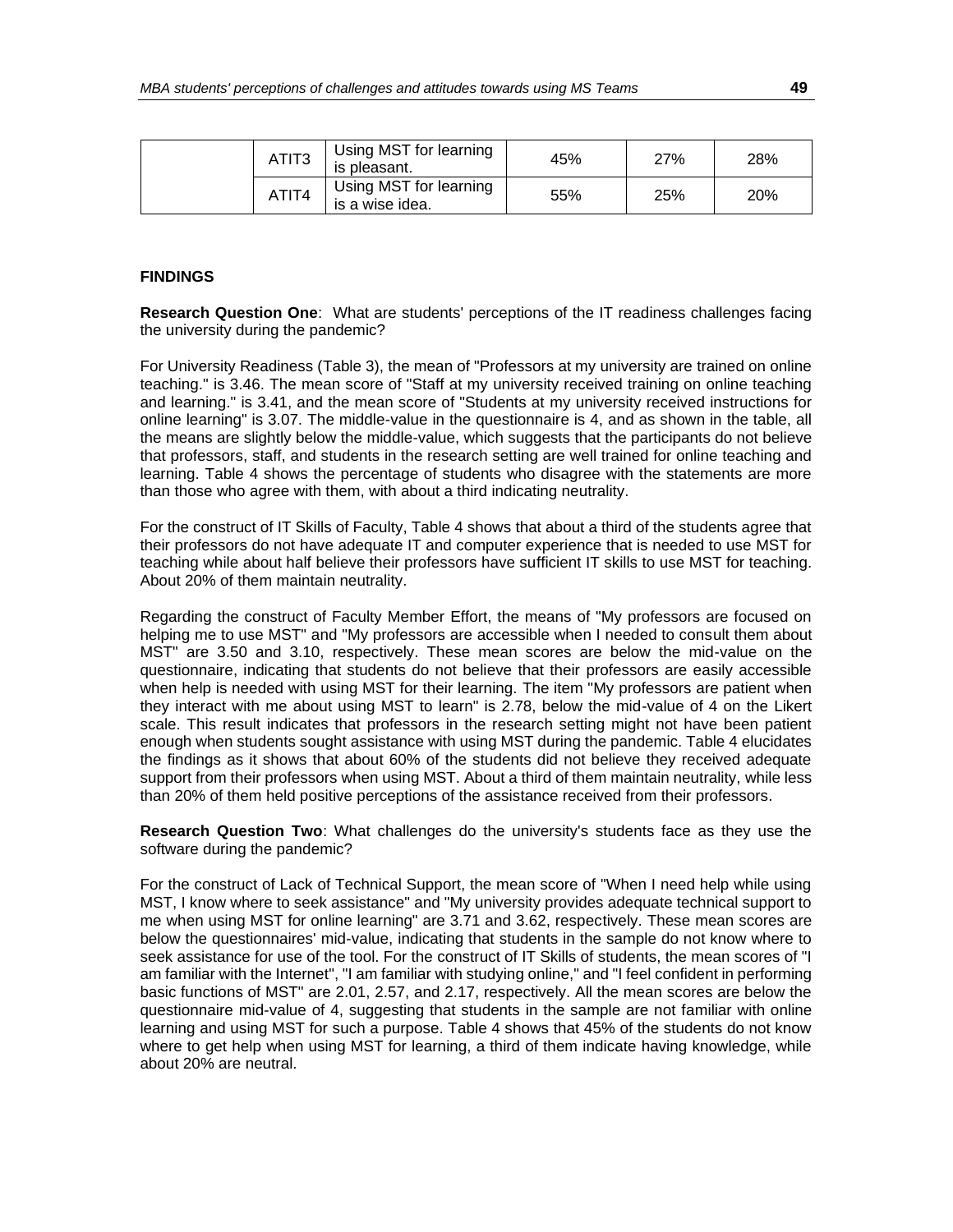| | ATIT3 | Using MST for learning is pleasant. | 45% | 27% | 28% |
|---|---|---|---|---|---|
| | ATIT4 | Using MST for learning is a wise idea. | 55% | 25% | 20% |

**FINDINGS**

**Research Question One**: What are students' perceptions of the IT readiness challenges facing the university during the pandemic?

For University Readiness (Table 3), the mean of "Professors at my university are trained on online teaching." is 3.46. The mean score of "Staff at my university received training on online teaching and learning." is 3.41, and the mean score of "Students at my university received instructions for online learning" is 3.07. The middle-value in the questionnaire is 4, and as shown in the table, all the means are slightly below the middle-value, which suggests that the participants do not believe that professors, staff, and students in the research setting are well trained for online teaching and learning. Table 4 shows the percentage of students who disagree with the statements are more than those who agree with them, with about a third indicating neutrality.

For the construct of IT Skills of Faculty, Table 4 shows that about a third of the students agree that their professors do not have adequate IT and computer experience that is needed to use MST for teaching while about half believe their professors have sufficient IT skills to use MST for teaching. About 20% of them maintain neutrality.

Regarding the construct of Faculty Member Effort, the means of "My professors are focused on helping me to use MST" and "My professors are accessible when I needed to consult them about MST" are 3.50 and 3.10, respectively. These mean scores are below the mid-value on the questionnaire, indicating that students do not believe that their professors are easily accessible when help is needed with using MST for their learning. The item "My professors are patient when they interact with me about using MST to learn" is 2.78, below the mid-value of 4 on the Likert scale. This result indicates that professors in the research setting might not have been patient enough when students sought assistance with using MST during the pandemic. Table 4 elucidates the findings as it shows that about 60% of the students did not believe they received adequate support from their professors when using MST. About a third of them maintain neutrality, while less than 20% of them held positive perceptions of the assistance received from their professors.

**Research Question Two**: What challenges do the university's students face as they use the software during the pandemic?

For the construct of Lack of Technical Support, the mean score of "When I need help while using MST, I know where to seek assistance" and "My university provides adequate technical support to me when using MST for online learning" are 3.71 and 3.62, respectively. These mean scores are below the questionnaires' mid-value, indicating that students in the sample do not know where to seek assistance for use of the tool. For the construct of IT Skills of students, the mean scores of "I am familiar with the Internet", "I am familiar with studying online," and "I feel confident in performing basic functions of MST" are 2.01, 2.57, and 2.17, respectively. All the mean scores are below the questionnaire mid-value of 4, suggesting that students in the sample are not familiar with online learning and using MST for such a purpose. Table 4 shows that 45% of the students do not know where to get help when using MST for learning, a third of them indicate having knowledge, while about 20% are neutral.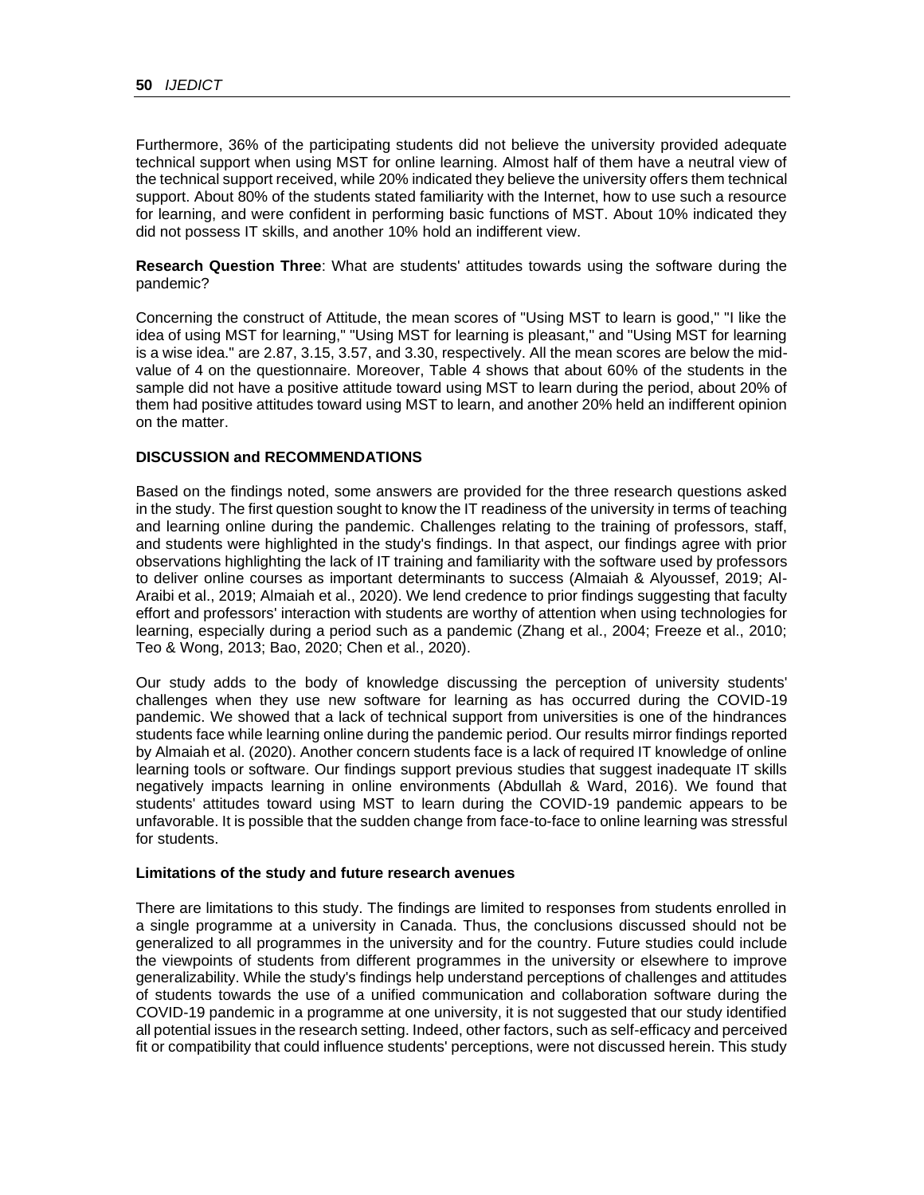Furthermore, 36% of the participating students did not believe the university provided adequate technical support when using MST for online learning. Almost half of them have a neutral view of the technical support received, while 20% indicated they believe the university offers them technical support. About 80% of the students stated familiarity with the Internet, how to use such a resource for learning, and were confident in performing basic functions of MST. About 10% indicated they did not possess IT skills, and another 10% hold an indifferent view.

**Research Question Three**: What are students' attitudes towards using the software during the pandemic?

Concerning the construct of Attitude, the mean scores of "Using MST to learn is good," "I like the idea of using MST for learning," "Using MST for learning is pleasant," and "Using MST for learning is a wise idea." are 2.87, 3.15, 3.57, and 3.30, respectively. All the mean scores are below the mid-value of 4 on the questionnaire. Moreover, Table 4 shows that about 60% of the students in the sample did not have a positive attitude toward using MST to learn during the period, about 20% of them had positive attitudes toward using MST to learn, and another 20% held an indifferent opinion on the matter.

## DISCUSSION and RECOMMENDATIONS

Based on the findings noted, some answers are provided for the three research questions asked in the study. The first question sought to know the IT readiness of the university in terms of teaching and learning online during the pandemic. Challenges relating to the training of professors, staff, and students were highlighted in the study's findings. In that aspect, our findings agree with prior observations highlighting the lack of IT training and familiarity with the software used by professors to deliver online courses as important determinants to success (Almaiah & Alyoussef, 2019; Al-Araibi et al., 2019; Almaiah et al., 2020). We lend credence to prior findings suggesting that faculty effort and professors' interaction with students are worthy of attention when using technologies for learning, especially during a period such as a pandemic (Zhang et al., 2004; Freeze et al., 2010; Teo & Wong, 2013; Bao, 2020; Chen et al., 2020).

Our study adds to the body of knowledge discussing the perception of university students' challenges when they use new software for learning as has occurred during the COVID-19 pandemic. We showed that a lack of technical support from universities is one of the hindrances students face while learning online during the pandemic period. Our results mirror findings reported by Almaiah et al. (2020). Another concern students face is a lack of required IT knowledge of online learning tools or software. Our findings support previous studies that suggest inadequate IT skills negatively impacts learning in online environments (Abdullah & Ward, 2016). We found that students' attitudes toward using MST to learn during the COVID-19 pandemic appears to be unfavorable. It is possible that the sudden change from face-to-face to online learning was stressful for students.

### Limitations of the study and future research avenues

There are limitations to this study. The findings are limited to responses from students enrolled in a single programme at a university in Canada. Thus, the conclusions discussed should not be generalized to all programmes in the university and for the country. Future studies could include the viewpoints of students from different programmes in the university or elsewhere to improve generalizability. While the study's findings help understand perceptions of challenges and attitudes of students towards the use of a unified communication and collaboration software during the COVID-19 pandemic in a programme at one university, it is not suggested that our study identified all potential issues in the research setting. Indeed, other factors, such as self-efficacy and perceived fit or compatibility that could influence students' perceptions, were not discussed herein. This study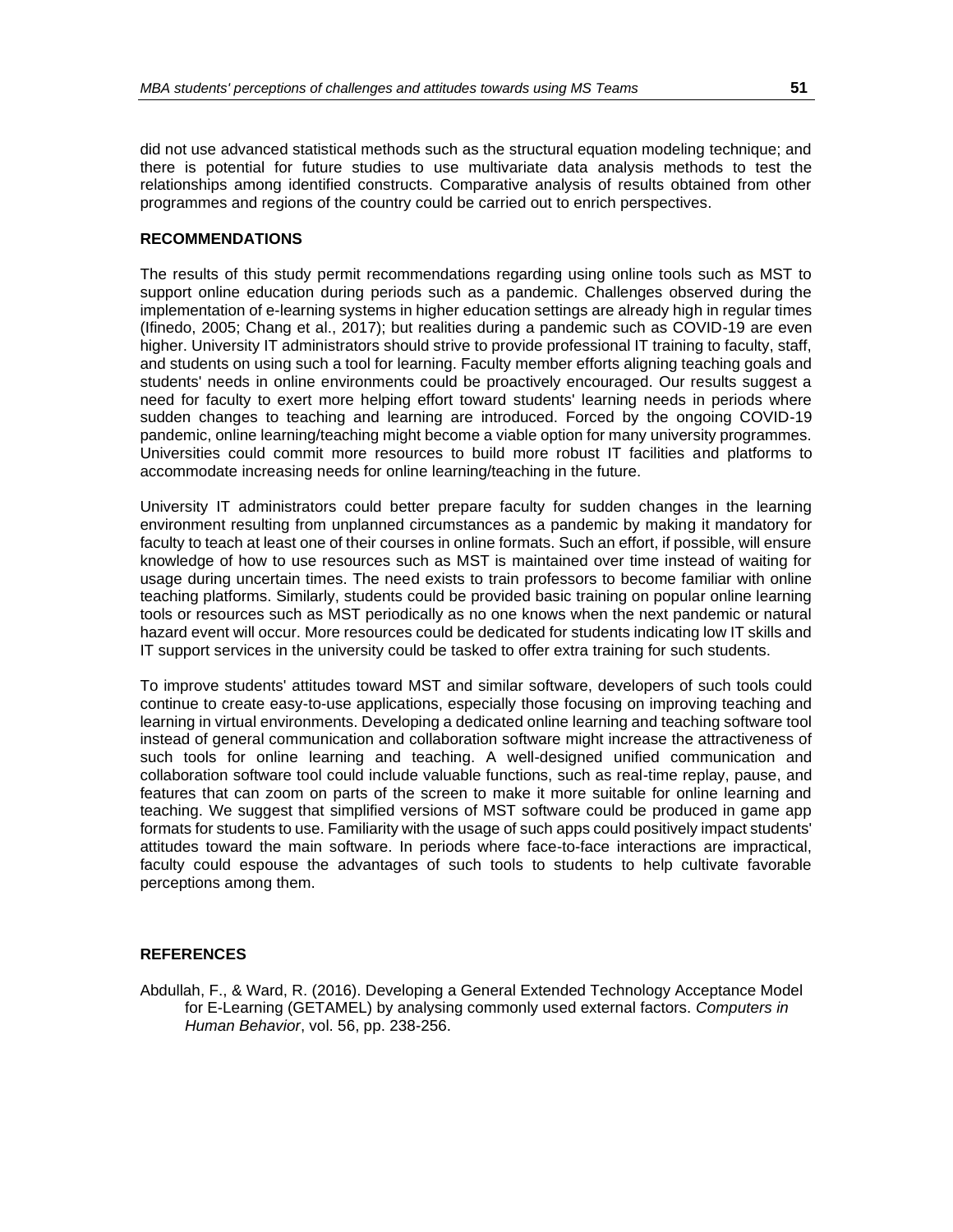did not use advanced statistical methods such as the structural equation modeling technique; and there is potential for future studies to use multivariate data analysis methods to test the relationships among identified constructs. Comparative analysis of results obtained from other programmes and regions of the country could be carried out to enrich perspectives.

## RECOMMENDATIONS

The results of this study permit recommendations regarding using online tools such as MST to support online education during periods such as a pandemic. Challenges observed during the implementation of e-learning systems in higher education settings are already high in regular times (Ifinedo, 2005; Chang et al., 2017); but realities during a pandemic such as COVID-19 are even higher. University IT administrators should strive to provide professional IT training to faculty, staff, and students on using such a tool for learning. Faculty member efforts aligning teaching goals and students' needs in online environments could be proactively encouraged. Our results suggest a need for faculty to exert more helping effort toward students' learning needs in periods where sudden changes to teaching and learning are introduced. Forced by the ongoing COVID-19 pandemic, online learning/teaching might become a viable option for many university programmes. Universities could commit more resources to build more robust IT facilities and platforms to accommodate increasing needs for online learning/teaching in the future.

University IT administrators could better prepare faculty for sudden changes in the learning environment resulting from unplanned circumstances as a pandemic by making it mandatory for faculty to teach at least one of their courses in online formats. Such an effort, if possible, will ensure knowledge of how to use resources such as MST is maintained over time instead of waiting for usage during uncertain times. The need exists to train professors to become familiar with online teaching platforms. Similarly, students could be provided basic training on popular online learning tools or resources such as MST periodically as no one knows when the next pandemic or natural hazard event will occur. More resources could be dedicated for students indicating low IT skills and IT support services in the university could be tasked to offer extra training for such students.

To improve students' attitudes toward MST and similar software, developers of such tools could continue to create easy-to-use applications, especially those focusing on improving teaching and learning in virtual environments. Developing a dedicated online learning and teaching software tool instead of general communication and collaboration software might increase the attractiveness of such tools for online learning and teaching. A well-designed unified communication and collaboration software tool could include valuable functions, such as real-time replay, pause, and features that can zoom on parts of the screen to make it more suitable for online learning and teaching. We suggest that simplified versions of MST software could be produced in game app formats for students to use. Familiarity with the usage of such apps could positively impact students' attitudes toward the main software. In periods where face-to-face interactions are impractical, faculty could espouse the advantages of such tools to students to help cultivate favorable perceptions among them.

## REFERENCES

Abdullah, F., & Ward, R. (2016). Developing a General Extended Technology Acceptance Model for E-Learning (GETAMEL) by analysing commonly used external factors. *Computers in Human Behavior*, vol. 56, pp. 238-256.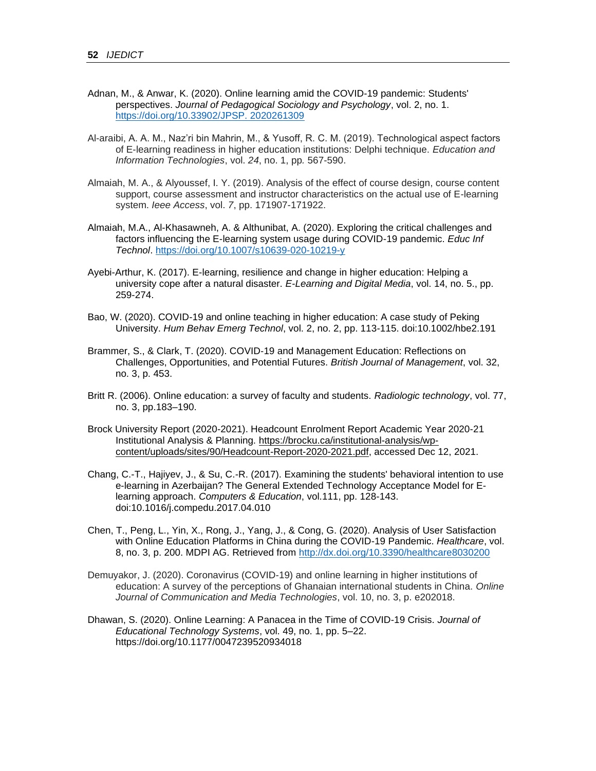Adnan, M., & Anwar, K. (2020). Online learning amid the COVID-19 pandemic: Students' perspectives. *Journal of Pedagogical Sociology and Psychology*, vol. 2, no. 1. https://doi.org/10.33902/JPSP. 2020261309

Al-araibi, A. A. M., Naz'ri bin Mahrin, M., & Yusoff, R. C. M. (2019). Technological aspect factors of E-learning readiness in higher education institutions: Delphi technique. *Education and Information Technologies*, vol. *24*, no. 1, pp. 567-590.

Almaiah, M. A., & Alyoussef, I. Y. (2019). Analysis of the effect of course design, course content support, course assessment and instructor characteristics on the actual use of E-learning system. *Ieee Access*, vol. *7*, pp. 171907-171922.

Almaiah, M.A., Al-Khasawneh, A. & Althunibat, A. (2020). Exploring the critical challenges and factors influencing the E-learning system usage during COVID-19 pandemic. *Educ Inf Technol*. https://doi.org/10.1007/s10639-020-10219-y

Ayebi-Arthur, K. (2017). E-learning, resilience and change in higher education: Helping a university cope after a natural disaster. *E-Learning and Digital Media*, vol. 14, no. 5., pp. 259-274.

Bao, W. (2020). COVID-19 and online teaching in higher education: A case study of Peking University. *Hum Behav Emerg Technol*, vol. 2, no. 2, pp. 113-115. doi:10.1002/hbe2.191

Brammer, S., & Clark, T. (2020). COVID-19 and Management Education: Reflections on Challenges, Opportunities, and Potential Futures. *British Journal of Management*, vol. 32, no. 3, p. 453.

Britt R. (2006). Online education: a survey of faculty and students. *Radiologic technology*, vol. 77, no. 3, pp.183–190.

Brock University Report (2020-2021). Headcount Enrolment Report Academic Year 2020-21 Institutional Analysis & Planning. https://brocku.ca/institutional-analysis/wp-content/uploads/sites/90/Headcount-Report-2020-2021.pdf, accessed Dec 12, 2021.

Chang, C.-T., Hajiyev, J., & Su, C.-R. (2017). Examining the students' behavioral intention to use e-learning in Azerbaijan? The General Extended Technology Acceptance Model for E-learning approach. *Computers & Education*, vol.111, pp. 128-143. doi:10.1016/j.compedu.2017.04.010

Chen, T., Peng, L., Yin, X., Rong, J., Yang, J., & Cong, G. (2020). Analysis of User Satisfaction with Online Education Platforms in China during the COVID-19 Pandemic. *Healthcare*, vol. 8, no. 3, p. 200. MDPI AG. Retrieved from http://dx.doi.org/10.3390/healthcare8030200

Demuyakor, J. (2020). Coronavirus (COVID-19) and online learning in higher institutions of education: A survey of the perceptions of Ghanaian international students in China. *Online Journal of Communication and Media Technologies*, vol. 10, no. 3, p. e202018.

Dhawan, S. (2020). Online Learning: A Panacea in the Time of COVID-19 Crisis. *Journal of Educational Technology Systems*, vol. 49, no. 1, pp. 5–22. https://doi.org/10.1177/0047239520934018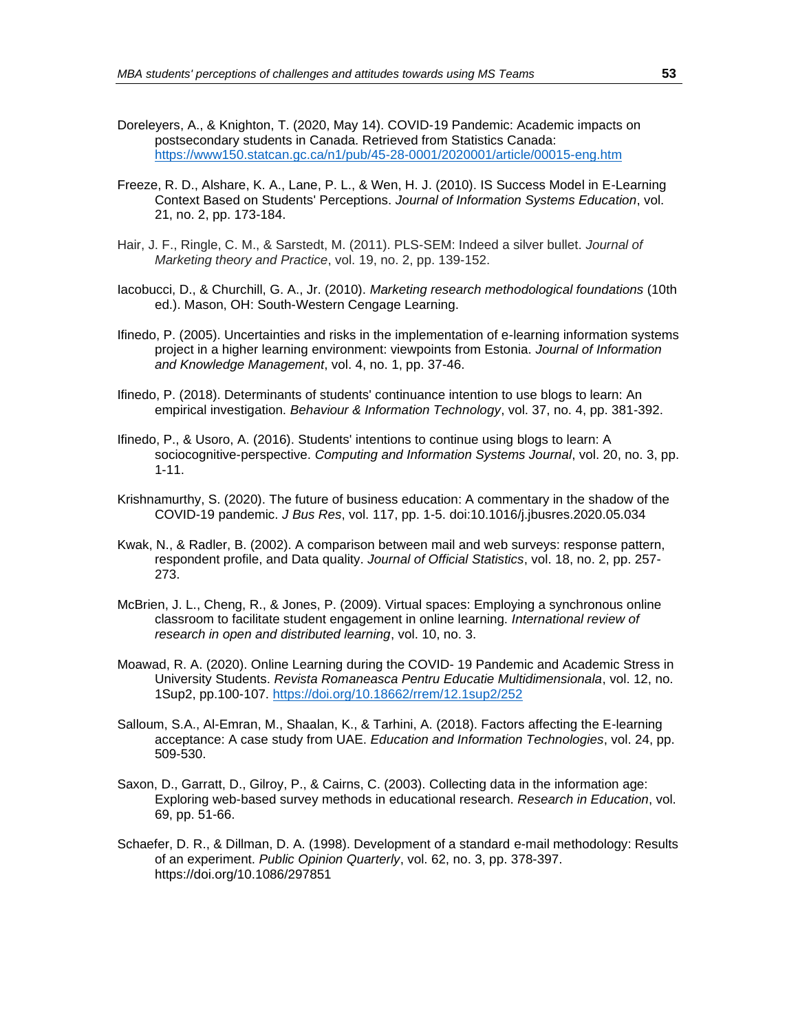Doreleyers, A., & Knighton, T. (2020, May 14). COVID-19 Pandemic: Academic impacts on postsecondary students in Canada. Retrieved from Statistics Canada: [https://www150.statcan.gc.ca/n1/pub/45-28-0001/2020001/article/00015-eng.htm](https://www150.statcan.gc.ca/n1/pub/45-28-0001/2020001/article/00015-eng.htm)

Freeze, R. D., Alshare, K. A., Lane, P. L., & Wen, H. J. (2010). IS Success Model in E-Learning Context Based on Students' Perceptions. *Journal of Information Systems Education*, vol. 21, no. 2, pp. 173-184.

Hair, J. F., Ringle, C. M., & Sarstedt, M. (2011). PLS-SEM: Indeed a silver bullet. *Journal of Marketing theory and Practice*, vol. 19, no. 2, pp. 139-152.

Iacobucci, D., & Churchill, G. A., Jr. (2010). *Marketing research methodological foundations* (10th ed.). Mason, OH: South-Western Cengage Learning.

Ifinedo, P. (2005). Uncertainties and risks in the implementation of e-learning information systems project in a higher learning environment: viewpoints from Estonia. *Journal of Information and Knowledge Management*, vol. 4, no. 1, pp. 37-46.

Ifinedo, P. (2018). Determinants of students' continuance intention to use blogs to learn: An empirical investigation. *Behaviour & Information Technology*, vol. 37, no. 4, pp. 381-392.

Ifinedo, P., & Usoro, A. (2016). Students' intentions to continue using blogs to learn: A sociocognitive-perspective. *Computing and Information Systems Journal*, vol. 20, no. 3, pp. 1-11.

Krishnamurthy, S. (2020). The future of business education: A commentary in the shadow of the COVID-19 pandemic. *J Bus Res*, vol. 117, pp. 1-5. doi:10.1016/j.jbusres.2020.05.034

Kwak, N., & Radler, B. (2002). A comparison between mail and web surveys: response pattern, respondent profile, and Data quality. *Journal of Official Statistics*, vol. 18, no. 2, pp. 257-273.

McBrien, J. L., Cheng, R., & Jones, P. (2009). Virtual spaces: Employing a synchronous online classroom to facilitate student engagement in online learning. *International review of research in open and distributed learning*, vol. 10, no. 3.

Moawad, R. A. (2020). Online Learning during the COVID- 19 Pandemic and Academic Stress in University Students. *Revista Romaneasca Pentru Educatie Multidimensionala*, vol. 12, no. 1Sup2, pp.100-107. [https://doi.org/10.18662/rrem/12.1sup2/252](https://doi.org/10.18662/rrem/12.1sup2/252)

Salloum, S.A., Al-Emran, M., Shaalan, K., & Tarhini, A. (2018). Factors affecting the E-learning acceptance: A case study from UAE. *Education and Information Technologies*, vol. 24, pp. 509-530.

Saxon, D., Garratt, D., Gilroy, P., & Cairns, C. (2003). Collecting data in the information age: Exploring web-based survey methods in educational research. *Research in Education*, vol. 69, pp. 51-66.

Schaefer, D. R., & Dillman, D. A. (1998). Development of a standard e-mail methodology: Results of an experiment. *Public Opinion Quarterly*, vol. 62, no. 3, pp. 378-397. https://doi.org/10.1086/297851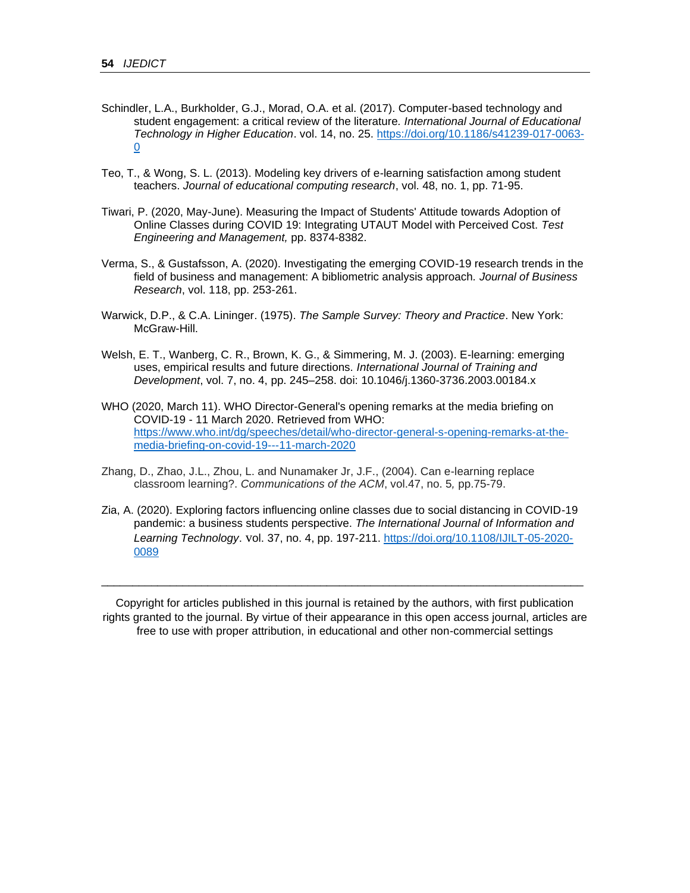Schindler, L.A., Burkholder, G.J., Morad, O.A. et al. (2017). Computer-based technology and student engagement: a critical review of the literature. *International Journal of Educational Technology in Higher Education*. vol. 14, no. 25. https://doi.org/10.1186/s41239-017-0063-0

Teo, T., & Wong, S. L. (2013). Modeling key drivers of e-learning satisfaction among student teachers. *Journal of educational computing research*, vol. 48, no. 1, pp. 71-95.

Tiwari, P. (2020, May-June). Measuring the Impact of Students' Attitude towards Adoption of Online Classes during COVID 19: Integrating UTAUT Model with Perceived Cost. *Test Engineering and Management,* pp. 8374-8382.

Verma, S., & Gustafsson, A. (2020). Investigating the emerging COVID-19 research trends in the field of business and management: A bibliometric analysis approach. *Journal of Business Research*, vol. 118, pp. 253-261.

Warwick, D.P., & C.A. Lininger. (1975). *The Sample Survey: Theory and Practice*. New York: McGraw-Hill.

Welsh, E. T., Wanberg, C. R., Brown, K. G., & Simmering, M. J. (2003). E-learning: emerging uses, empirical results and future directions. *International Journal of Training and Development*, vol. 7, no. 4, pp. 245–258. doi: 10.1046/j.1360-3736.2003.00184.x

WHO (2020, March 11). WHO Director-General's opening remarks at the media briefing on COVID-19 - 11 March 2020. Retrieved from WHO: https://www.who.int/dg/speeches/detail/who-director-general-s-opening-remarks-at-the-media-briefing-on-covid-19---11-march-2020

Zhang, D., Zhao, J.L., Zhou, L. and Nunamaker Jr, J.F., (2004). Can e-learning replace classroom learning?. *Communications of the ACM*, vol.47, no. 5*,* pp.75-79.

Zia, A. (2020). Exploring factors influencing online classes due to social distancing in COVID-19 pandemic: a business students perspective. *The International Journal of Information and Learning Technology*. vol. 37, no. 4, pp. 197-211. https://doi.org/10.1108/IJILT-05-2020-0089

---

Copyright for articles published in this journal is retained by the authors, with first publication rights granted to the journal. By virtue of their appearance in this open access journal, articles are free to use with proper attribution, in educational and other non-commercial settings